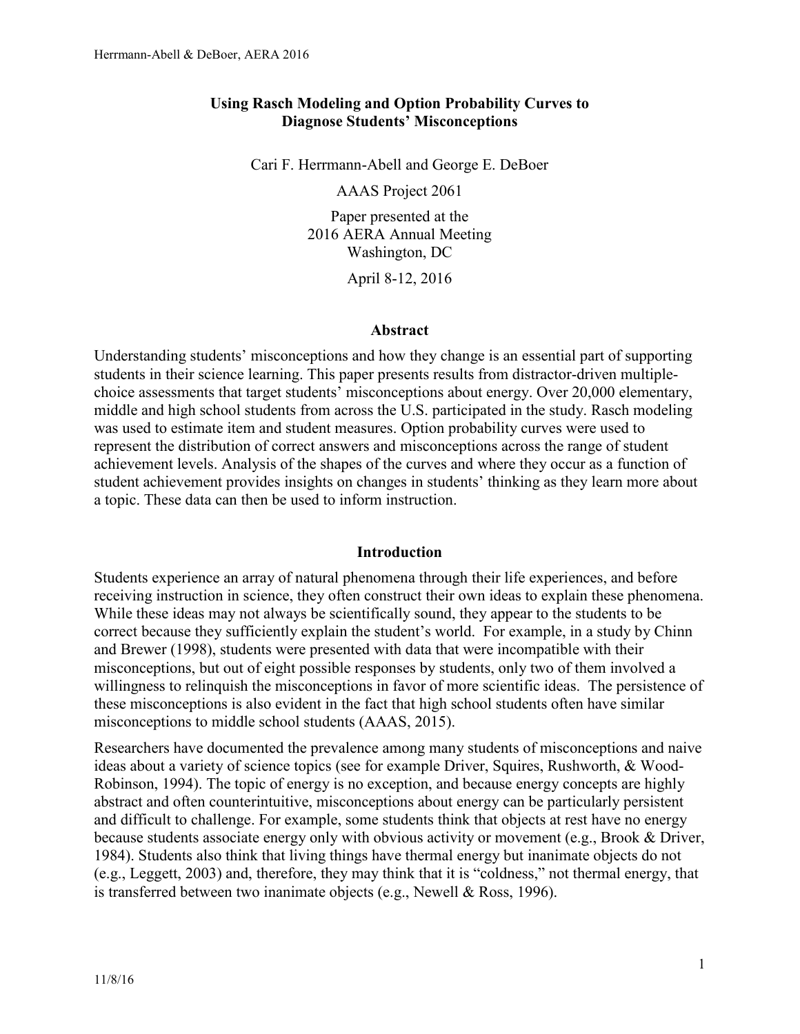# Using Rasch Modeling and Option Probability Curves to Diagnose Students' Misconceptions

Cari F. Herrmann-Abell and George E. DeBoer

AAAS Project 2061

Paper presented at the
2016 AERA Annual Meeting
Washington, DC

April 8-12, 2016

## Abstract

Understanding students' misconceptions and how they change is an essential part of supporting students in their science learning. This paper presents results from distractor-driven multiple-choice assessments that target students' misconceptions about energy. Over 20,000 elementary, middle and high school students from across the U.S. participated in the study. Rasch modeling was used to estimate item and student measures. Option probability curves were used to represent the distribution of correct answers and misconceptions across the range of student achievement levels. Analysis of the shapes of the curves and where they occur as a function of student achievement provides insights on changes in students' thinking as they learn more about a topic. These data can then be used to inform instruction.

## Introduction

Students experience an array of natural phenomena through their life experiences, and before receiving instruction in science, they often construct their own ideas to explain these phenomena. While these ideas may not always be scientifically sound, they appear to the students to be correct because they sufficiently explain the student's world. For example, in a study by Chinn and Brewer (1998), students were presented with data that were incompatible with their misconceptions, but out of eight possible responses by students, only two of them involved a willingness to relinquish the misconceptions in favor of more scientific ideas. The persistence of these misconceptions is also evident in the fact that high school students often have similar misconceptions to middle school students (AAAS, 2015).

Researchers have documented the prevalence among many students of misconceptions and naive ideas about a variety of science topics (see for example Driver, Squires, Rushworth, & Wood-Robinson, 1994). The topic of energy is no exception, and because energy concepts are highly abstract and often counterintuitive, misconceptions about energy can be particularly persistent and difficult to challenge. For example, some students think that objects at rest have no energy because students associate energy only with obvious activity or movement (e.g., Brook & Driver, 1984). Students also think that living things have thermal energy but inanimate objects do not (e.g., Leggett, 2003) and, therefore, they may think that it is "coldness," not thermal energy, that is transferred between two inanimate objects (e.g., Newell & Ross, 1996).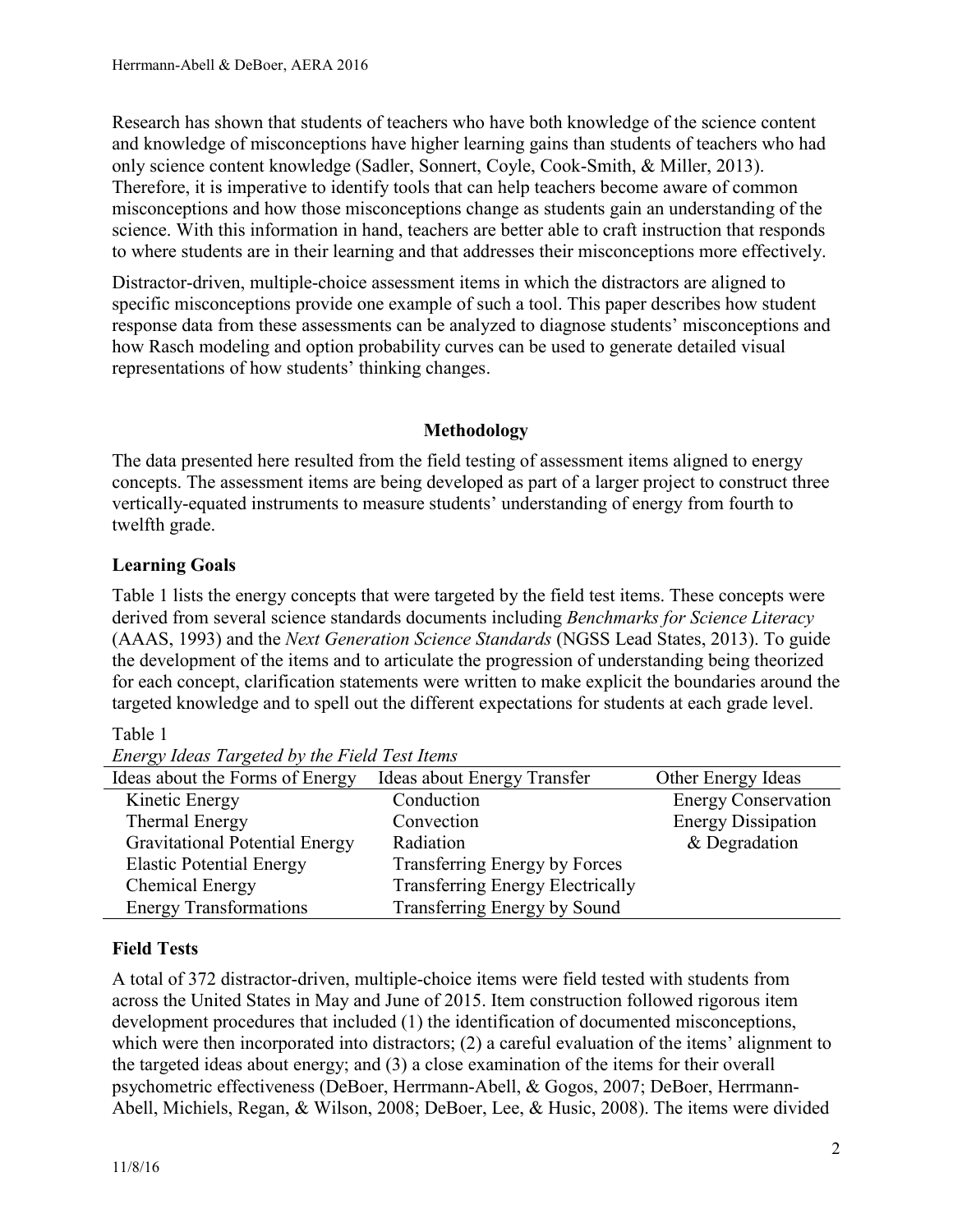Research has shown that students of teachers who have both knowledge of the science content and knowledge of misconceptions have higher learning gains than students of teachers who had only science content knowledge (Sadler, Sonnert, Coyle, Cook-Smith, & Miller, 2013). Therefore, it is imperative to identify tools that can help teachers become aware of common misconceptions and how those misconceptions change as students gain an understanding of the science. With this information in hand, teachers are better able to craft instruction that responds to where students are in their learning and that addresses their misconceptions more effectively.

Distractor-driven, multiple-choice assessment items in which the distractors are aligned to specific misconceptions provide one example of such a tool. This paper describes how student response data from these assessments can be analyzed to diagnose students' misconceptions and how Rasch modeling and option probability curves can be used to generate detailed visual representations of how students' thinking changes.

## Methodology

The data presented here resulted from the field testing of assessment items aligned to energy concepts. The assessment items are being developed as part of a larger project to construct three vertically-equated instruments to measure students' understanding of energy from fourth to twelfth grade.

### Learning Goals

Table 1 lists the energy concepts that were targeted by the field test items. These concepts were derived from several science standards documents including *Benchmarks for Science Literacy* (AAAS, 1993) and the *Next Generation Science Standards* (NGSS Lead States, 2013). To guide the development of the items and to articulate the progression of understanding being theorized for each concept, clarification statements were written to make explicit the boundaries around the targeted knowledge and to spell out the different expectations for students at each grade level.

Table 1
*Energy Ideas Targeted by the Field Test Items*

| Ideas about the Forms of Energy | Ideas about Energy Transfer | Other Energy Ideas |
|---|---|---|
| Kinetic Energy | Conduction | Energy Conservation |
| Thermal Energy | Convection | Energy Dissipation & Degradation |
| Gravitational Potential Energy | Radiation | |
| Elastic Potential Energy | Transferring Energy by Forces | |
| Chemical Energy | Transferring Energy Electrically | |
| Energy Transformations | Transferring Energy by Sound | |

### Field Tests

A total of 372 distractor-driven, multiple-choice items were field tested with students from across the United States in May and June of 2015. Item construction followed rigorous item development procedures that included (1) the identification of documented misconceptions, which were then incorporated into distractors; (2) a careful evaluation of the items' alignment to the targeted ideas about energy; and (3) a close examination of the items for their overall psychometric effectiveness (DeBoer, Herrmann-Abell, & Gogos, 2007; DeBoer, Herrmann-Abell, Michiels, Regan, & Wilson, 2008; DeBoer, Lee, & Husic, 2008). The items were divided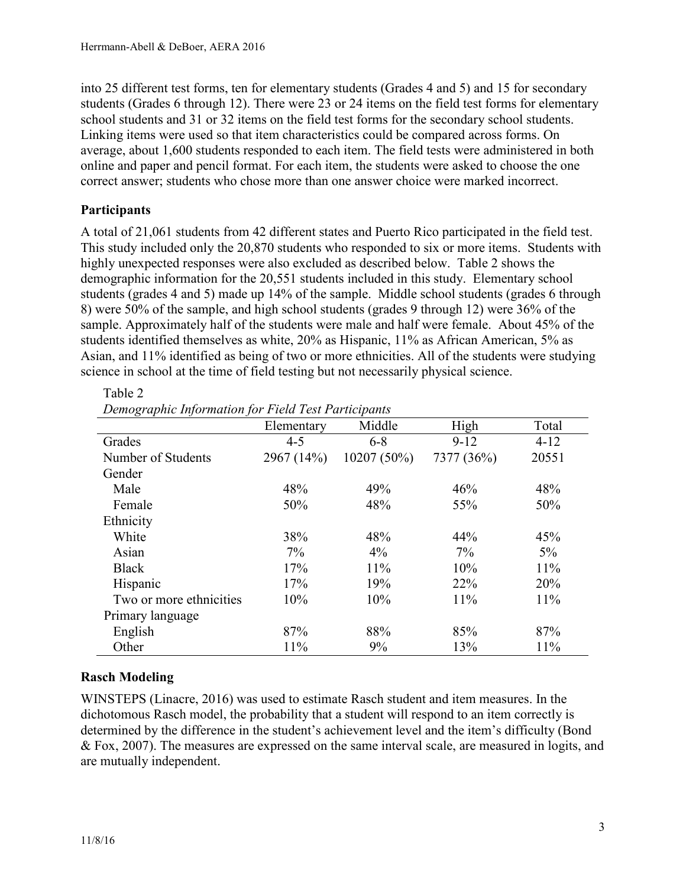into 25 different test forms, ten for elementary students (Grades 4 and 5) and 15 for secondary students (Grades 6 through 12). There were 23 or 24 items on the field test forms for elementary school students and 31 or 32 items on the field test forms for the secondary school students. Linking items were used so that item characteristics could be compared across forms. On average, about 1,600 students responded to each item. The field tests were administered in both online and paper and pencil format. For each item, the students were asked to choose the one correct answer; students who chose more than one answer choice were marked incorrect.

## Participants

A total of 21,061 students from 42 different states and Puerto Rico participated in the field test. This study included only the 20,870 students who responded to six or more items. Students with highly unexpected responses were also excluded as described below. Table 2 shows the demographic information for the 20,551 students included in this study. Elementary school students (grades 4 and 5) made up 14% of the sample. Middle school students (grades 6 through 8) were 50% of the sample, and high school students (grades 9 through 12) were 36% of the sample. Approximately half of the students were male and half were female. About 45% of the students identified themselves as white, 20% as Hispanic, 11% as African American, 5% as Asian, and 11% identified as being of two or more ethnicities. All of the students were studying science in school at the time of field testing but not necessarily physical science.

Table 2
*Demographic Information for Field Test Participants*

| | Elementary | Middle | High | Total |
|---|---|---|---|---|
| Grades | 4-5 | 6-8 | 9-12 | 4-12 |
| Number of Students | 2967 (14%) | 10207 (50%) | 7377 (36%) | 20551 |
| Gender | | | | |
| Male | 48% | 49% | 46% | 48% |
| Female | 50% | 48% | 55% | 50% |
| Ethnicity | | | | |
| White | 38% | 48% | 44% | 45% |
| Asian | 7% | 4% | 7% | 5% |
| Black | 17% | 11% | 10% | 11% |
| Hispanic | 17% | 19% | 22% | 20% |
| Two or more ethnicities | 10% | 10% | 11% | 11% |
| Primary language | | | | |
| English | 87% | 88% | 85% | 87% |
| Other | 11% | 9% | 13% | 11% |

## Rasch Modeling

WINSTEPS (Linacre, 2016) was used to estimate Rasch student and item measures. In the dichotomous Rasch model, the probability that a student will respond to an item correctly is determined by the difference in the student's achievement level and the item's difficulty (Bond & Fox, 2007). The measures are expressed on the same interval scale, are measured in logits, and are mutually independent.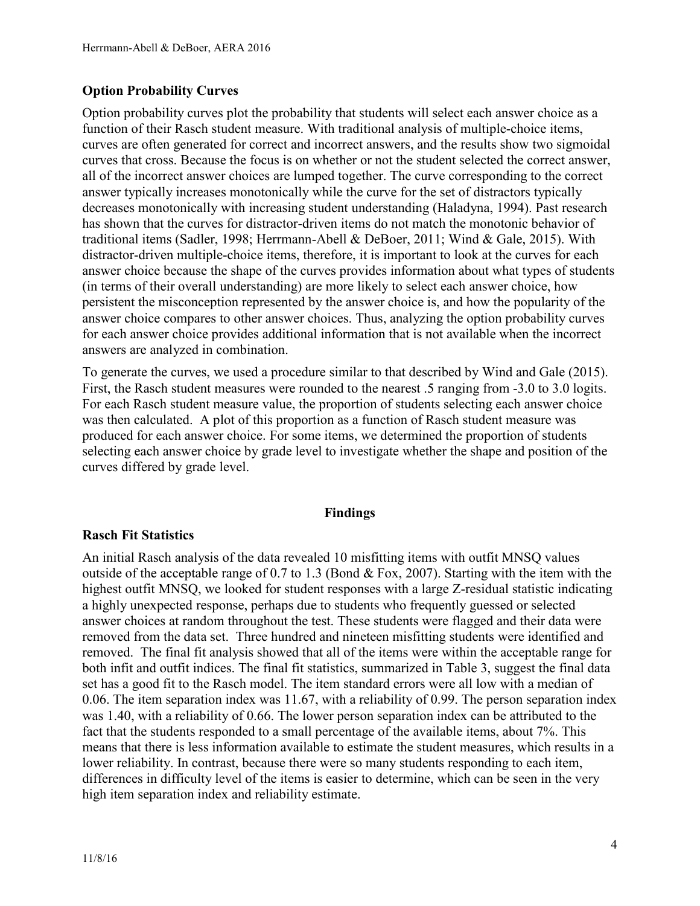### Option Probability Curves

Option probability curves plot the probability that students will select each answer choice as a function of their Rasch student measure. With traditional analysis of multiple-choice items, curves are often generated for correct and incorrect answers, and the results show two sigmoidal curves that cross. Because the focus is on whether or not the student selected the correct answer, all of the incorrect answer choices are lumped together. The curve corresponding to the correct answer typically increases monotonically while the curve for the set of distractors typically decreases monotonically with increasing student understanding (Haladyna, 1994). Past research has shown that the curves for distractor-driven items do not match the monotonic behavior of traditional items (Sadler, 1998; Herrmann-Abell & DeBoer, 2011; Wind & Gale, 2015). With distractor-driven multiple-choice items, therefore, it is important to look at the curves for each answer choice because the shape of the curves provides information about what types of students (in terms of their overall understanding) are more likely to select each answer choice, how persistent the misconception represented by the answer choice is, and how the popularity of the answer choice compares to other answer choices. Thus, analyzing the option probability curves for each answer choice provides additional information that is not available when the incorrect answers are analyzed in combination.

To generate the curves, we used a procedure similar to that described by Wind and Gale (2015). First, the Rasch student measures were rounded to the nearest .5 ranging from -3.0 to 3.0 logits. For each Rasch student measure value, the proportion of students selecting each answer choice was then calculated. A plot of this proportion as a function of Rasch student measure was produced for each answer choice. For some items, we determined the proportion of students selecting each answer choice by grade level to investigate whether the shape and position of the curves differed by grade level.

## Findings

### Rasch Fit Statistics

An initial Rasch analysis of the data revealed 10 misfitting items with outfit MNSQ values outside of the acceptable range of 0.7 to 1.3 (Bond & Fox, 2007). Starting with the item with the highest outfit MNSQ, we looked for student responses with a large Z-residual statistic indicating a highly unexpected response, perhaps due to students who frequently guessed or selected answer choices at random throughout the test. These students were flagged and their data were removed from the data set. Three hundred and nineteen misfitting students were identified and removed. The final fit analysis showed that all of the items were within the acceptable range for both infit and outfit indices. The final fit statistics, summarized in Table 3, suggest the final data set has a good fit to the Rasch model. The item standard errors were all low with a median of 0.06. The item separation index was 11.67, with a reliability of 0.99. The person separation index was 1.40, with a reliability of 0.66. The lower person separation index can be attributed to the fact that the students responded to a small percentage of the available items, about 7%. This means that there is less information available to estimate the student measures, which results in a lower reliability. In contrast, because there were so many students responding to each item, differences in difficulty level of the items is easier to determine, which can be seen in the very high item separation index and reliability estimate.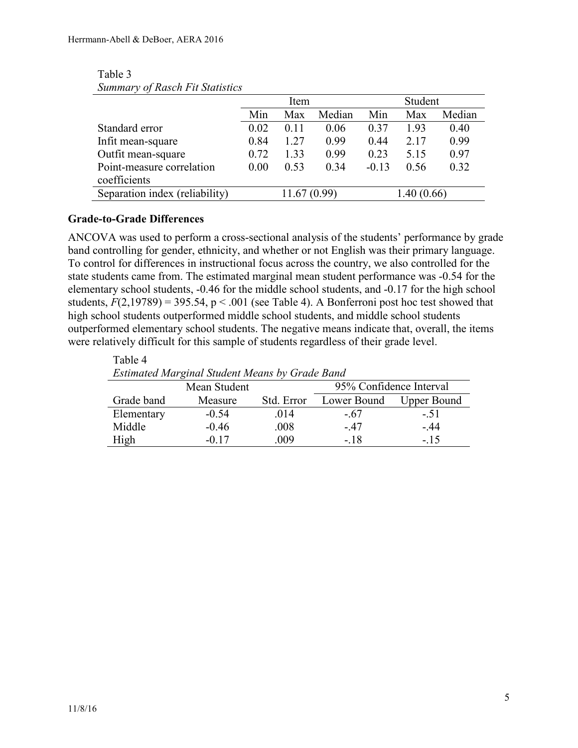Table 3
*Summary of Rasch Fit Statistics*

| | Item | | | Student | | |
|---|---|---|---|---|---|---|
| | Min | Max | Median | Min | Max | Median |
| Standard error | 0.02 | 0.11 | 0.06 | 0.37 | 1.93 | 0.40 |
| Infit mean-square | 0.84 | 1.27 | 0.99 | 0.44 | 2.17 | 0.99 |
| Outfit mean-square | 0.72 | 1.33 | 0.99 | 0.23 | 5.15 | 0.97 |
| Point-measure correlation coefficients | 0.00 | 0.53 | 0.34 | -0.13 | 0.56 | 0.32 |
| Separation index (reliability) | 11.67 (0.99) | | | 1.40 (0.66) | | |

### Grade-to-Grade Differences

ANCOVA was used to perform a cross-sectional analysis of the students' performance by grade band controlling for gender, ethnicity, and whether or not English was their primary language. To control for differences in instructional focus across the country, we also controlled for the state students came from. The estimated marginal mean student performance was -0.54 for the elementary school students, -0.46 for the middle school students, and -0.17 for the high school students, $F(2,19789) = 395.54$, $p < .001$ (see Table 4). A Bonferroni post hoc test showed that high school students outperformed middle school students, and middle school students outperformed elementary school students. The negative means indicate that, overall, the items were relatively difficult for this sample of students regardless of their grade level.

Table 4
*Estimated Marginal Student Means by Grade Band*

| Grade band | Mean Student Measure | Std. Error | 95% Confidence Interval Lower Bound | Upper Bound |
|---|---|---|---|---|
| Elementary | -0.54 | .014 | -.67 | -.51 |
| Middle | -0.46 | .008 | -.47 | -.44 |
| High | -0.17 | .009 | -.18 | -.15 |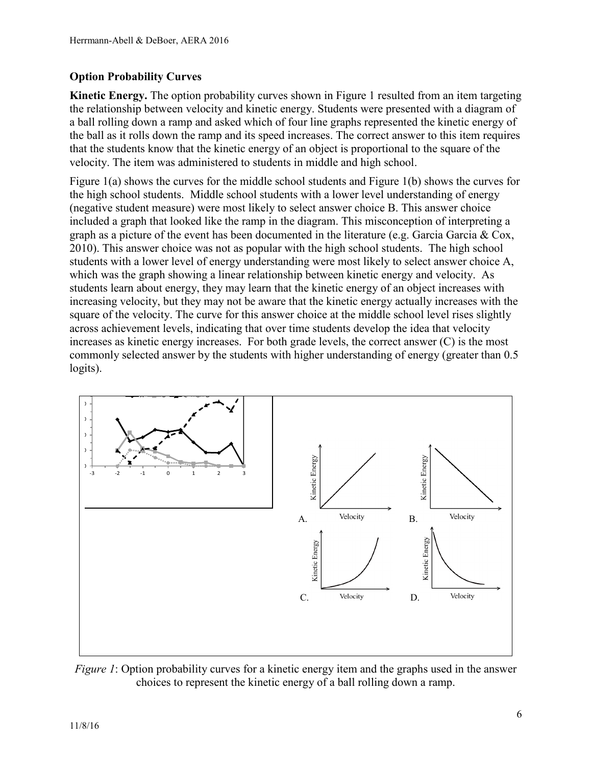## Option Probability Curves

**Kinetic Energy.** The option probability curves shown in Figure 1 resulted from an item targeting the relationship between velocity and kinetic energy. Students were presented with a diagram of a ball rolling down a ramp and asked which of four line graphs represented the kinetic energy of the ball as it rolls down the ramp and its speed increases. The correct answer to this item requires that the students know that the kinetic energy of an object is proportional to the square of the velocity. The item was administered to students in middle and high school.

Figure 1(a) shows the curves for the middle school students and Figure 1(b) shows the curves for the high school students. Middle school students with a lower level understanding of energy (negative student measure) were most likely to select answer choice B. This answer choice included a graph that looked like the ramp in the diagram. This misconception of interpreting a graph as a picture of the event has been documented in the literature (e.g. Garcia Garcia & Cox, 2010). This answer choice was not as popular with the high school students. The high school students with a lower level of energy understanding were most likely to select answer choice A, which was the graph showing a linear relationship between kinetic energy and velocity. As students learn about energy, they may learn that the kinetic energy of an object increases with increasing velocity, but they may not be aware that the kinetic energy actually increases with the square of the velocity. The curve for this answer choice at the middle school level rises slightly across achievement levels, indicating that over time students develop the idea that velocity increases as kinetic energy increases. For both grade levels, the correct answer (C) is the most commonly selected answer by the students with higher understanding of energy (greater than 0.5 logits).

*Figure 1*: Option probability curves for a kinetic energy item and the graphs used in the answer choices to represent the kinetic energy of a ball rolling down a ramp.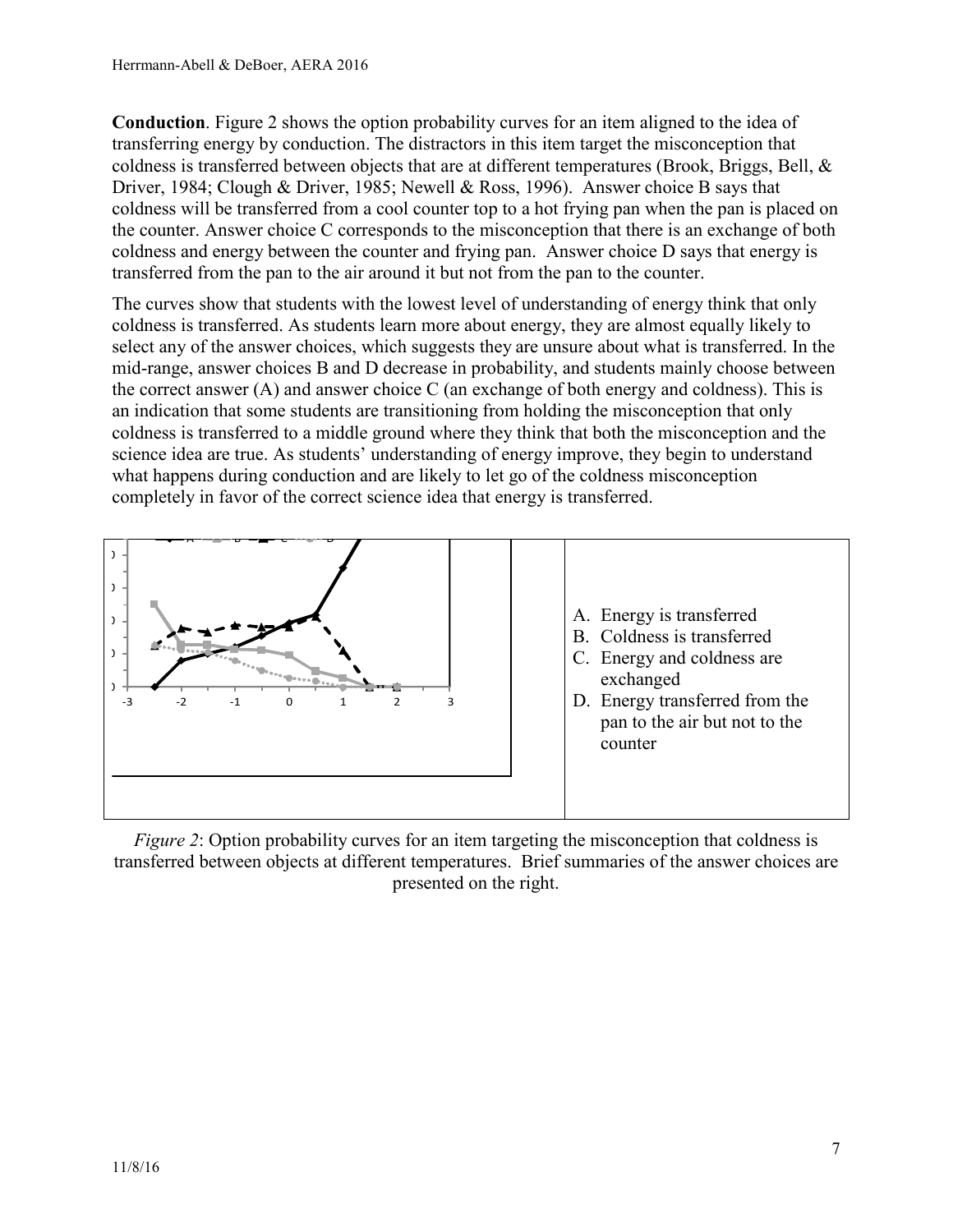**Conduction**. Figure 2 shows the option probability curves for an item aligned to the idea of transferring energy by conduction. The distractors in this item target the misconception that coldness is transferred between objects that are at different temperatures (Brook, Briggs, Bell, & Driver, 1984; Clough & Driver, 1985; Newell & Ross, 1996). Answer choice B says that coldness will be transferred from a cool counter top to a hot frying pan when the pan is placed on the counter. Answer choice C corresponds to the misconception that there is an exchange of both coldness and energy between the counter and frying pan. Answer choice D says that energy is transferred from the pan to the air around it but not from the pan to the counter.

The curves show that students with the lowest level of understanding of energy think that only coldness is transferred. As students learn more about energy, they are almost equally likely to select any of the answer choices, which suggests they are unsure about what is transferred. In the mid-range, answer choices B and D decrease in probability, and students mainly choose between the correct answer (A) and answer choice C (an exchange of both energy and coldness). This is an indication that some students are transitioning from holding the misconception that only coldness is transferred to a middle ground where they think that both the misconception and the science idea are true. As students' understanding of energy improve, they begin to understand what happens during conduction and are likely to let go of the coldness misconception completely in favor of the correct science idea that energy is transferred.

A. Energy is transferred
B. Coldness is transferred
C. Energy and coldness are exchanged
D. Energy transferred from the pan to the air but not to the counter

*Figure 2*: Option probability curves for an item targeting the misconception that coldness is transferred between objects at different temperatures. Brief summaries of the answer choices are presented on the right.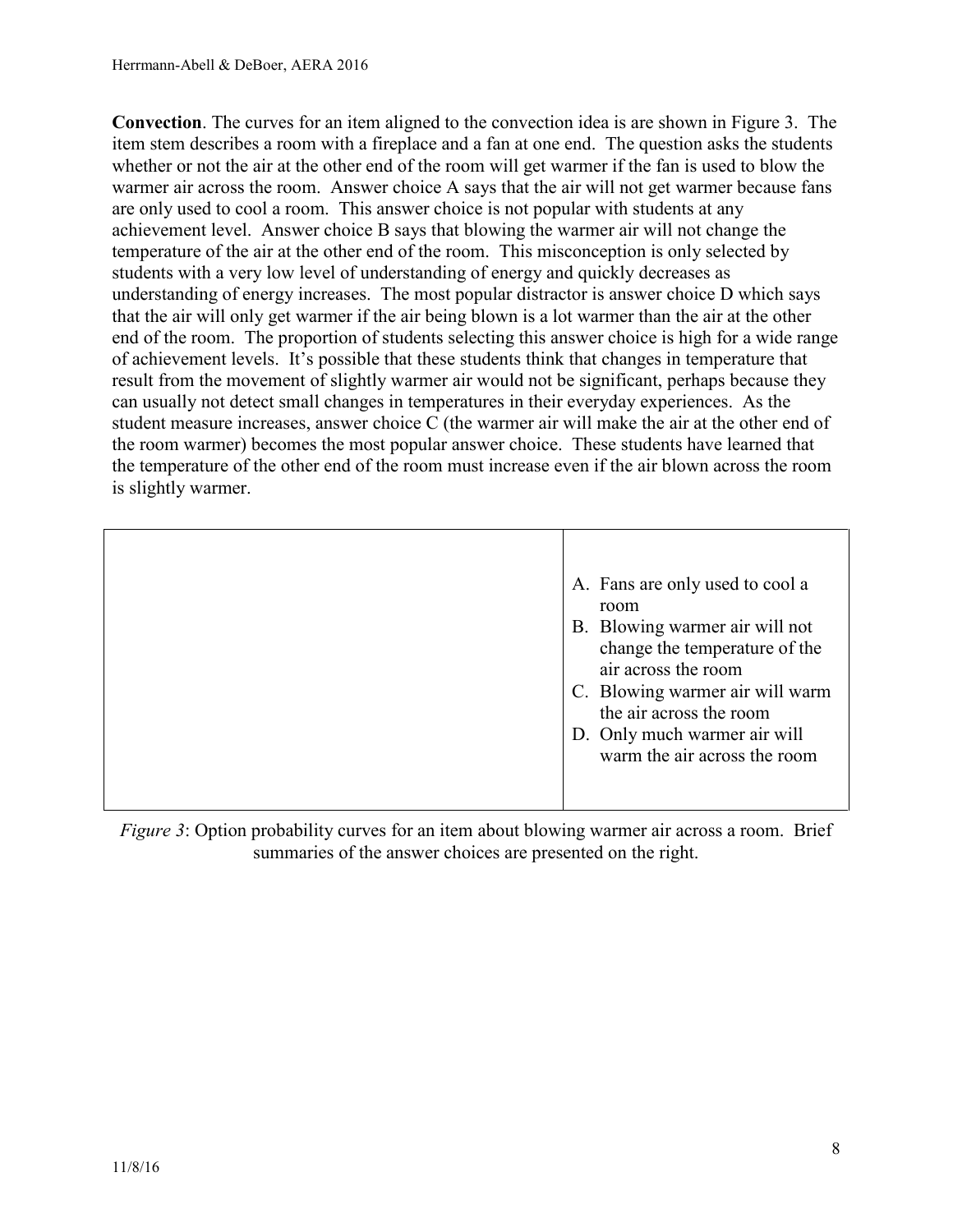**Convection**. The curves for an item aligned to the convection idea is are shown in Figure 3. The item stem describes a room with a fireplace and a fan at one end. The question asks the students whether or not the air at the other end of the room will get warmer if the fan is used to blow the warmer air across the room. Answer choice A says that the air will not get warmer because fans are only used to cool a room. This answer choice is not popular with students at any achievement level. Answer choice B says that blowing the warmer air will not change the temperature of the air at the other end of the room. This misconception is only selected by students with a very low level of understanding of energy and quickly decreases as understanding of energy increases. The most popular distractor is answer choice D which says that the air will only get warmer if the air being blown is a lot warmer than the air at the other end of the room. The proportion of students selecting this answer choice is high for a wide range of achievement levels. It's possible that these students think that changes in temperature that result from the movement of slightly warmer air would not be significant, perhaps because they can usually not detect small changes in temperatures in their everyday experiences. As the student measure increases, answer choice C (the warmer air will make the air at the other end of the room warmer) becomes the most popular answer choice. These students have learned that the temperature of the other end of the room must increase even if the air blown across the room is slightly warmer.

A. Fans are only used to cool a room
B. Blowing warmer air will not change the temperature of the air across the room
C. Blowing warmer air will warm the air across the room
D. Only much warmer air will warm the air across the room

*Figure 3*: Option probability curves for an item about blowing warmer air across a room. Brief summaries of the answer choices are presented on the right.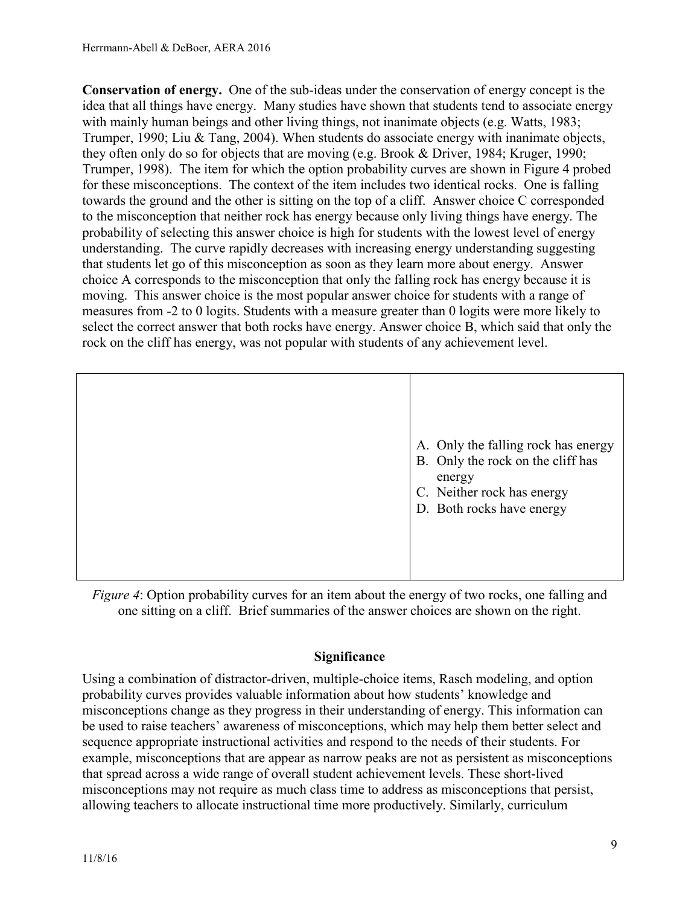**Conservation of energy.** One of the sub-ideas under the conservation of energy concept is the idea that all things have energy. Many studies have shown that students tend to associate energy with mainly human beings and other living things, not inanimate objects (e.g. Watts, 1983; Trumper, 1990; Liu & Tang, 2004). When students do associate energy with inanimate objects, they often only do so for objects that are moving (e.g. Brook & Driver, 1984; Kruger, 1990; Trumper, 1998). The item for which the option probability curves are shown in Figure 4 probed for these misconceptions. The context of the item includes two identical rocks. One is falling towards the ground and the other is sitting on the top of a cliff. Answer choice C corresponded to the misconception that neither rock has energy because only living things have energy. The probability of selecting this answer choice is high for students with the lowest level of energy understanding. The curve rapidly decreases with increasing energy understanding suggesting that students let go of this misconception as soon as they learn more about energy. Answer choice A corresponds to the misconception that only the falling rock has energy because it is moving. This answer choice is the most popular answer choice for students with a range of measures from -2 to 0 logits. Students with a measure greater than 0 logits were more likely to select the correct answer that both rocks have energy. Answer choice B, which said that only the rock on the cliff has energy, was not popular with students of any achievement level.

| | |
|---|---|
| | A. Only the falling rock has energy<br>B. Only the rock on the cliff has energy<br>C. Neither rock has energy<br>D. Both rocks have energy |

*Figure 4*: Option probability curves for an item about the energy of two rocks, one falling and one sitting on a cliff. Brief summaries of the answer choices are shown on the right.

## Significance

Using a combination of distractor-driven, multiple-choice items, Rasch modeling, and option probability curves provides valuable information about how students' knowledge and misconceptions change as they progress in their understanding of energy. This information can be used to raise teachers' awareness of misconceptions, which may help them better select and sequence appropriate instructional activities and respond to the needs of their students. For example, misconceptions that are appear as narrow peaks are not as persistent as misconceptions that spread across a wide range of overall student achievement levels. These short-lived misconceptions may not require as much class time to address as misconceptions that persist, allowing teachers to allocate instructional time more productively. Similarly, curriculum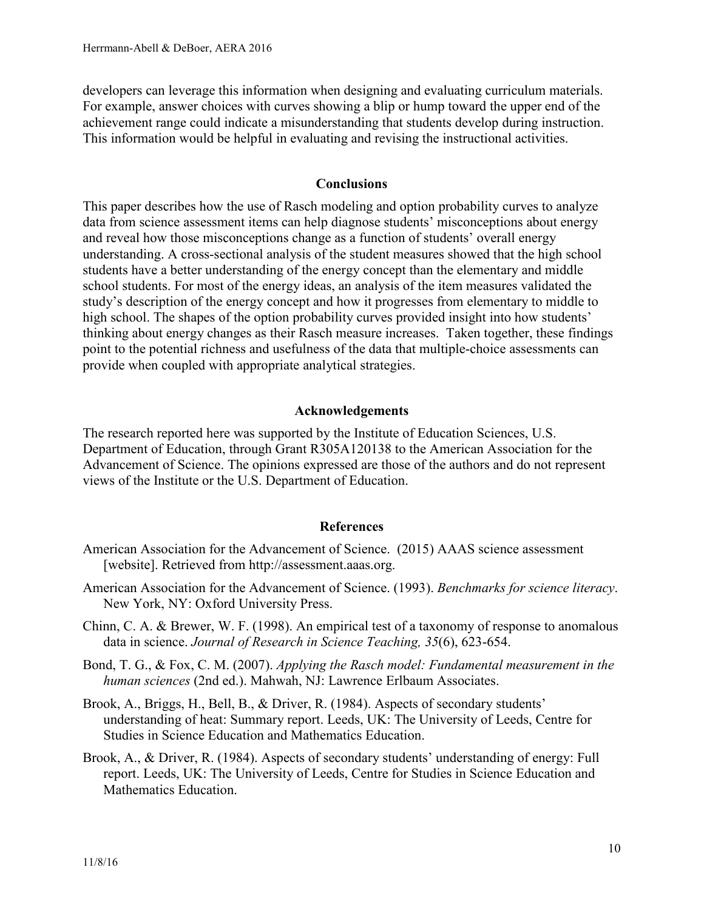developers can leverage this information when designing and evaluating curriculum materials. For example, answer choices with curves showing a blip or hump toward the upper end of the achievement range could indicate a misunderstanding that students develop during instruction. This information would be helpful in evaluating and revising the instructional activities.

## Conclusions

This paper describes how the use of Rasch modeling and option probability curves to analyze data from science assessment items can help diagnose students' misconceptions about energy and reveal how those misconceptions change as a function of students' overall energy understanding. A cross-sectional analysis of the student measures showed that the high school students have a better understanding of the energy concept than the elementary and middle school students. For most of the energy ideas, an analysis of the item measures validated the study's description of the energy concept and how it progresses from elementary to middle to high school. The shapes of the option probability curves provided insight into how students' thinking about energy changes as their Rasch measure increases. Taken together, these findings point to the potential richness and usefulness of the data that multiple-choice assessments can provide when coupled with appropriate analytical strategies.

## Acknowledgements

The research reported here was supported by the Institute of Education Sciences, U.S. Department of Education, through Grant R305A120138 to the American Association for the Advancement of Science. The opinions expressed are those of the authors and do not represent views of the Institute or the U.S. Department of Education.

## References

American Association for the Advancement of Science. (2015) AAAS science assessment [website]. Retrieved from http://assessment.aaas.org.

American Association for the Advancement of Science. (1993). *Benchmarks for science literacy*. New York, NY: Oxford University Press.

Chinn, C. A. & Brewer, W. F. (1998). An empirical test of a taxonomy of response to anomalous data in science. *Journal of Research in Science Teaching, 35*(6), 623-654.

Bond, T. G., & Fox, C. M. (2007). *Applying the Rasch model: Fundamental measurement in the human sciences* (2nd ed.). Mahwah, NJ: Lawrence Erlbaum Associates.

Brook, A., Briggs, H., Bell, B., & Driver, R. (1984). Aspects of secondary students' understanding of heat: Summary report. Leeds, UK: The University of Leeds, Centre for Studies in Science Education and Mathematics Education.

Brook, A., & Driver, R. (1984). Aspects of secondary students' understanding of energy: Full report. Leeds, UK: The University of Leeds, Centre for Studies in Science Education and Mathematics Education.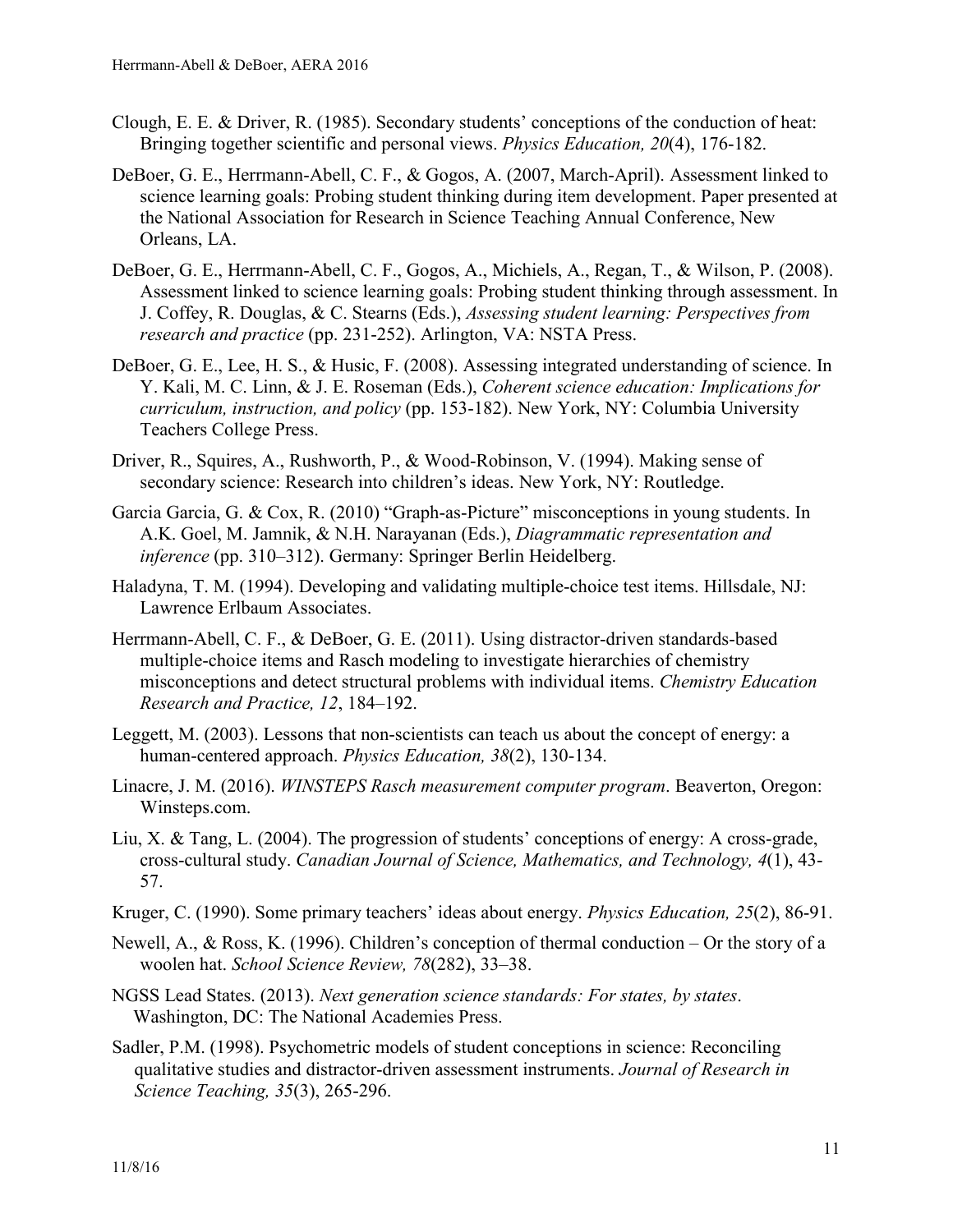Clough, E. E. & Driver, R. (1985). Secondary students' conceptions of the conduction of heat: Bringing together scientific and personal views. *Physics Education, 20*(4), 176-182.

DeBoer, G. E., Herrmann-Abell, C. F., & Gogos, A. (2007, March-April). Assessment linked to science learning goals: Probing student thinking during item development. Paper presented at the National Association for Research in Science Teaching Annual Conference, New Orleans, LA.

DeBoer, G. E., Herrmann-Abell, C. F., Gogos, A., Michiels, A., Regan, T., & Wilson, P. (2008). Assessment linked to science learning goals: Probing student thinking through assessment. In J. Coffey, R. Douglas, & C. Stearns (Eds.), *Assessing student learning: Perspectives from research and practice* (pp. 231-252). Arlington, VA: NSTA Press.

DeBoer, G. E., Lee, H. S., & Husic, F. (2008). Assessing integrated understanding of science. In Y. Kali, M. C. Linn, & J. E. Roseman (Eds.), *Coherent science education: Implications for curriculum, instruction, and policy* (pp. 153-182). New York, NY: Columbia University Teachers College Press.

Driver, R., Squires, A., Rushworth, P., & Wood-Robinson, V. (1994). Making sense of secondary science: Research into children's ideas. New York, NY: Routledge.

Garcia Garcia, G. & Cox, R. (2010) "Graph-as-Picture" misconceptions in young students. In A.K. Goel, M. Jamnik, & N.H. Narayanan (Eds.), *Diagrammatic representation and inference* (pp. 310–312). Germany: Springer Berlin Heidelberg.

Haladyna, T. M. (1994). Developing and validating multiple-choice test items. Hillsdale, NJ: Lawrence Erlbaum Associates.

Herrmann-Abell, C. F., & DeBoer, G. E. (2011). Using distractor-driven standards-based multiple-choice items and Rasch modeling to investigate hierarchies of chemistry misconceptions and detect structural problems with individual items. *Chemistry Education Research and Practice, 12*, 184–192.

Leggett, M. (2003). Lessons that non-scientists can teach us about the concept of energy: a human-centered approach. *Physics Education, 38*(2), 130-134.

Linacre, J. M. (2016). *WINSTEPS Rasch measurement computer program*. Beaverton, Oregon: Winsteps.com.

Liu, X. & Tang, L. (2004). The progression of students' conceptions of energy: A cross-grade, cross-cultural study. *Canadian Journal of Science, Mathematics, and Technology, 4*(1), 43-57.

Kruger, C. (1990). Some primary teachers' ideas about energy. *Physics Education, 25*(2), 86-91.

Newell, A., & Ross, K. (1996). Children's conception of thermal conduction – Or the story of a woolen hat. *School Science Review, 78*(282), 33–38.

NGSS Lead States. (2013). *Next generation science standards: For states, by states*. Washington, DC: The National Academies Press.

Sadler, P.M. (1998). Psychometric models of student conceptions in science: Reconciling qualitative studies and distractor-driven assessment instruments. *Journal of Research in Science Teaching, 35*(3), 265-296.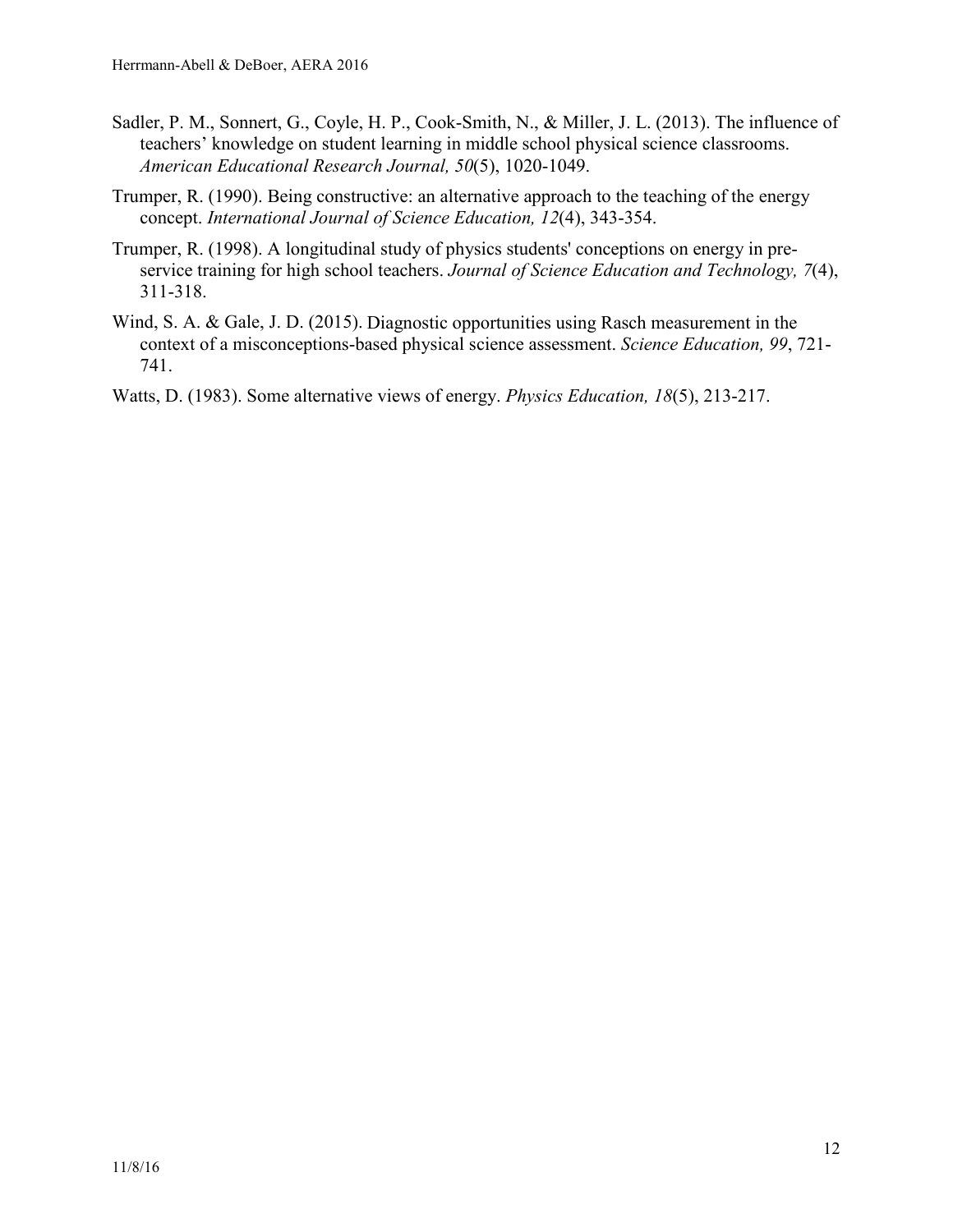Sadler, P. M., Sonnert, G., Coyle, H. P., Cook-Smith, N., & Miller, J. L. (2013). The influence of teachers' knowledge on student learning in middle school physical science classrooms. *American Educational Research Journal, 50*(5), 1020-1049.

Trumper, R. (1990). Being constructive: an alternative approach to the teaching of the energy concept. *International Journal of Science Education, 12*(4), 343-354.

Trumper, R. (1998). A longitudinal study of physics students' conceptions on energy in pre-service training for high school teachers. *Journal of Science Education and Technology, 7*(4), 311-318.

Wind, S. A. & Gale, J. D. (2015). Diagnostic opportunities using Rasch measurement in the context of a misconceptions-based physical science assessment. *Science Education, 99*, 721-741.

Watts, D. (1983). Some alternative views of energy. *Physics Education, 18*(5), 213-217.